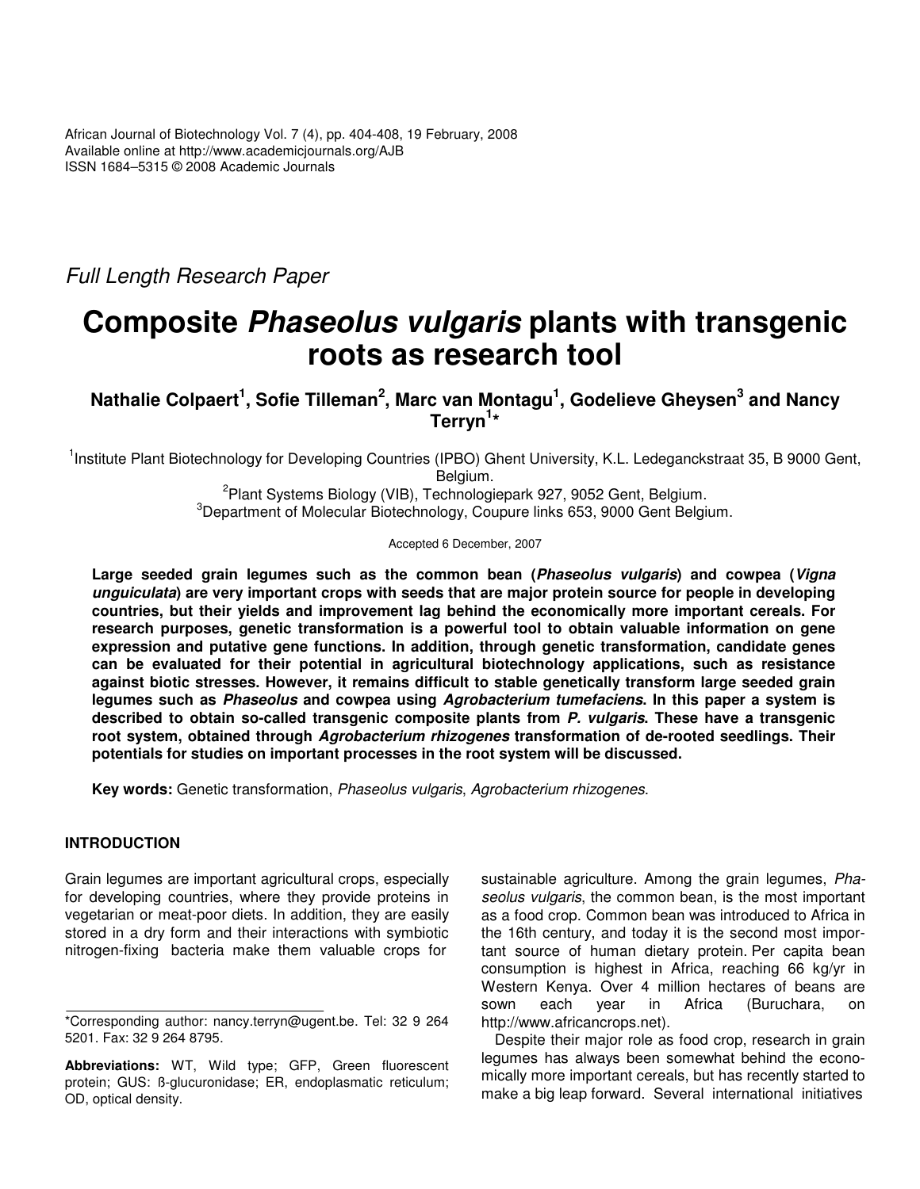*Full Length Research Paper*

# Composite *Phaseolus vulgaris* plants with transgenic roots as research tool

**Nathalie Colpaert[1], Sofie Tilleman[2], Marc van Montagu[1], Godelieve Gheysen[3] and Nancy Terryn[1]***

[1]Institute Plant Biotechnology for Developing Countries (IPBO) Ghent University, K.L. Ledeganckstraat 35, B 9000 Gent, Belgium.
[2]Plant Systems Biology (VIB), Technologiepark 927, 9052 Gent, Belgium.
[3]Department of Molecular Biotechnology, Coupure links 653, 9000 Gent Belgium.

Accepted 6 December, 2007

**Large seeded grain legumes such as the common bean (*Phaseolus vulgaris*) and cowpea (*Vigna unguiculata*) are very important crops with seeds that are major protein source for people in developing countries, but their yields and improvement lag behind the economically more important cereals. For research purposes, genetic transformation is a powerful tool to obtain valuable information on gene expression and putative gene functions. In addition, through genetic transformation, candidate genes can be evaluated for their potential in agricultural biotechnology applications, such as resistance against biotic stresses. However, it remains difficult to stable genetically transform large seeded grain legumes such as *Phaseolus* and cowpea using *Agrobacterium tumefaciens*. In this paper a system is described to obtain so-called transgenic composite plants from *P. vulgaris*. These have a transgenic root system, obtained through *Agrobacterium rhizogenes* transformation of de-rooted seedlings. Their potentials for studies on important processes in the root system will be discussed.**

**Key words:** Genetic transformation, *Phaseolus vulgaris*, *Agrobacterium rhizogenes*.

## INTRODUCTION

Grain legumes are important agricultural crops, especially for developing countries, where they provide proteins in vegetarian or meat-poor diets. In addition, they are easily stored in a dry form and their interactions with symbiotic nitrogen-fixing bacteria make them valuable crops for sustainable agriculture. Among the grain legumes, *Phaseolus vulgaris*, the common bean, is the most important as a food crop. Common bean was introduced to Africa in the 16th century, and today it is the second most important source of human dietary protein. Per capita bean consumption is highest in Africa, reaching 66 kg/yr in Western Kenya. Over 4 million hectares of beans are sown each year in Africa (Buruchara, on http://www.africancrops.net).

Despite their major role as food crop, research in grain legumes has always been somewhat behind the economically more important cereals, but has recently started to make a big leap forward. Several international initiatives

*Corresponding author: nancy.terryn@ugent.be. Tel: 32 9 264 5201. Fax: 32 9 264 8795.

**Abbreviations:** WT, Wild type; GFP, Green fluorescent protein; GUS: ß-glucuronidase; ER, endoplasmatic reticulum; OD, optical density.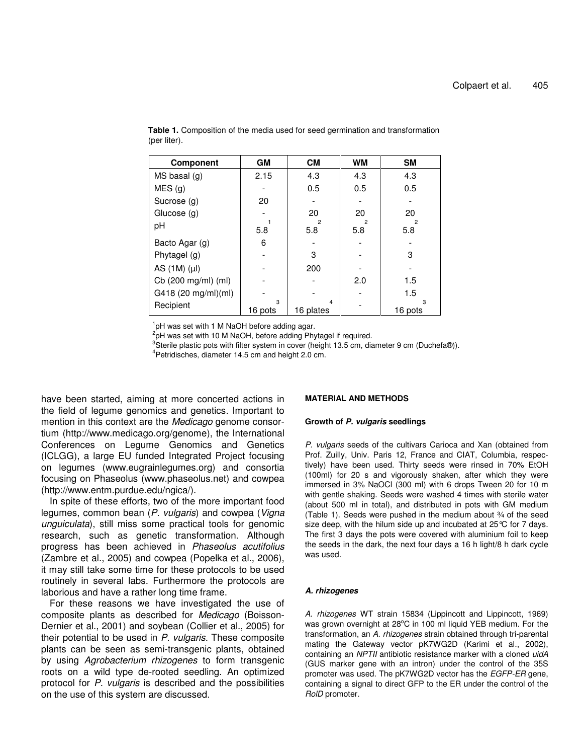**Table 1.** Composition of the media used for seed germination and transformation (per liter).

| Component | GM | CM | WM | SM |
|---|---|---|---|---|
| MS basal (g) | 2.15 | 4.3 | 4.3 | 4.3 |
| MES (g) | - | 0.5 | 0.5 | 0.5 |
| Sucrose (g) | 20 | - | - | - |
| Glucose (g) | - | 20 | 20 | 20 |
| pH | 5.8[1] | 5.8[2] | 5.8[2] | 5.8[2] |
| Bacto Agar (g) | 6 | - | - | - |
| Phytagel (g) | - | 3 | - | 3 |
| AS (1M) (µl) | - | 200 | - | - |
| Cb (200 mg/ml) (ml) | - | - | 2.0 | 1.5 |
| G418 (20 mg/ml)(ml) | - | - | - | 1.5 |
| Recipient | 16 pots[3] | 16 plates[4] | - | 16 pots[3] |

[1]pH was set with 1 M NaOH before adding agar.
[2]pH was set with 10 M NaOH, before adding Phytagel if required.
[3]Sterile plastic pots with filter system in cover (height 13.5 cm, diameter 9 cm (Duchefa®)).
[4]Petridisches, diameter 14.5 cm and height 2.0 cm.

have been started, aiming at more concerted actions in the field of legume genomics and genetics. Important to mention in this context are the *Medicago* genome consortium (http://www.medicago.org/genome), the International Conferences on Legume Genomics and Genetics (ICLGG), a large EU funded Integrated Project focusing on legumes (www.eugrainlegumes.org) and consortia focusing on Phaseolus (www.phaseolus.net) and cowpea (http://www.entm.purdue.edu/ngica/).

In spite of these efforts, two of the more important food legumes, common bean (*P. vulgaris*) and cowpea (*Vigna unguiculata*), still miss some practical tools for genomic research, such as genetic transformation. Although progress has been achieved in *Phaseolus acutifolius* (Zambre et al., 2005) and cowpea (Popelka et al., 2006), it may still take some time for these protocols to be used routinely in several labs. Furthermore the protocols are laborious and have a rather long time frame.

For these reasons we have investigated the use of composite plants as described for *Medicago* (Boisson-Dernier et al., 2001) and soybean (Collier et al., 2005) for their potential to be used in *P. vulgaris*. These composite plants can be seen as semi-transgenic plants, obtained by using *Agrobacterium rhizogenes* to form transgenic roots on a wild type de-rooted seedling. An optimized protocol for *P. vulgaris* is described and the possibilities on the use of this system are discussed.

## MATERIAL AND METHODS

### Growth of *P. vulgaris* seedlings

*P. vulgaris* seeds of the cultivars Carioca and Xan (obtained from Prof. Zuilly, Univ. Paris 12, France and CIAT, Columbia, respectively) have been used. Thirty seeds were rinsed in 70% EtOH (100ml) for 20 s and vigorously shaken, after which they were immersed in 3% NaOCl (300 ml) with 6 drops Tween 20 for 10 m with gentle shaking. Seeds were washed 4 times with sterile water (about 500 ml in total), and distributed in pots with GM medium (Table 1). Seeds were pushed in the medium about ¾ of the seed size deep, with the hilum side up and incubated at 25°C for 7 days. The first 3 days the pots were covered with aluminium foil to keep the seeds in the dark, the next four days a 16 h light/8 h dark cycle was used.

### *A. rhizogenes*

*A. rhizogenes* WT strain 15834 (Lippincott and Lippincott, 1969) was grown overnight at 28°C in 100 ml liquid YEB medium. For the transformation, an *A. rhizogenes* strain obtained through tri-parental mating the Gateway vector pK7WG2D (Karimi et al., 2002), containing an *NPTII* antibiotic resistance marker with a cloned *uidA* (GUS marker gene with an intron) under the control of the 35S promoter was used. The pK7WG2D vector has the *EGFP-ER* gene, containing a signal to direct GFP to the ER under the control of the *RolD* promoter.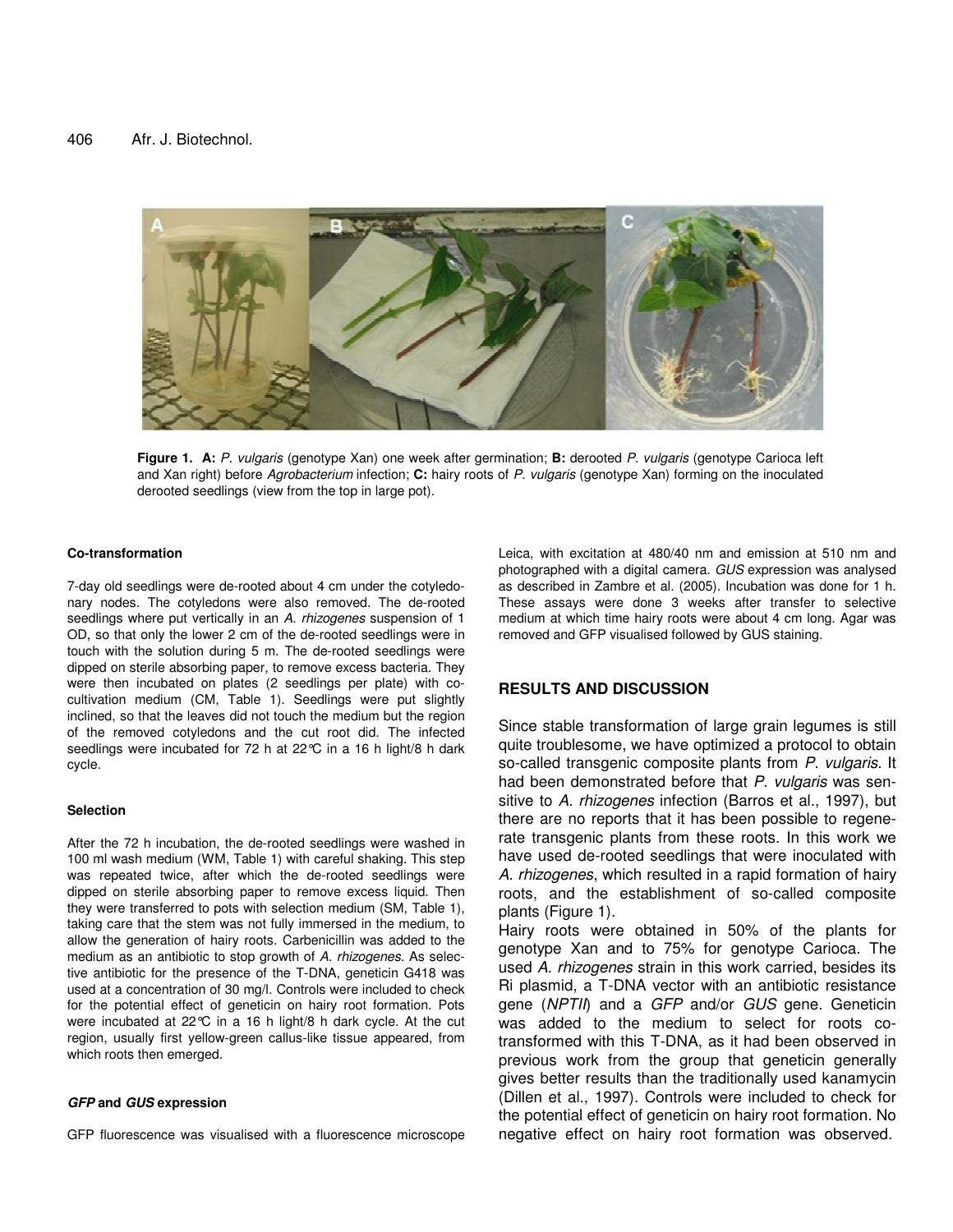**Figure 1. A:** *P. vulgaris* (genotype Xan) one week after germination; **B:** derooted *P. vulgaris* (genotype Carioca left and Xan right) before *Agrobacterium* infection; **C:** hairy roots of *P. vulgaris* (genotype Xan) forming on the inoculated derooted seedlings (view from the top in large pot).

#### Co-transformation

7-day old seedlings were de-rooted about 4 cm under the cotyledonary nodes. The cotyledons were also removed. The de-rooted seedlings where put vertically in an *A. rhizogenes* suspension of 1 OD, so that only the lower 2 cm of the de-rooted seedlings were in touch with the solution during 5 m. The de-rooted seedlings were dipped on sterile absorbing paper, to remove excess bacteria. They were then incubated on plates (2 seedlings per plate) with co-cultivation medium (CM, Table 1). Seedlings were put slightly inclined, so that the leaves did not touch the medium but the region of the removed cotyledons and the cut root did. The infected seedlings were incubated for 72 h at 22°C in a 16 h light/8 h dark cycle.

#### Selection

After the 72 h incubation, the de-rooted seedlings were washed in 100 ml wash medium (WM, Table 1) with careful shaking. This step was repeated twice, after which the de-rooted seedlings were dipped on sterile absorbing paper to remove excess liquid. Then they were transferred to pots with selection medium (SM, Table 1), taking care that the stem was not fully immersed in the medium, to allow the generation of hairy roots. Carbenicillin was added to the medium as an antibiotic to stop growth of *A. rhizogenes*. As selective antibiotic for the presence of the T-DNA, geneticin G418 was used at a concentration of 30 mg/l. Controls were included to check for the potential effect of geneticin on hairy root formation. Pots were incubated at 22°C in a 16 h light/8 h dark cycle. At the cut region, usually first yellow-green callus-like tissue appeared, from which roots then emerged.

#### *GFP* and *GUS* expression

GFP fluorescence was visualised with a fluorescence microscope Leica, with excitation at 480/40 nm and emission at 510 nm and photographed with a digital camera. *GUS* expression was analysed as described in Zambre et al. (2005). Incubation was done for 1 h. These assays were done 3 weeks after transfer to selective medium at which time hairy roots were about 4 cm long. Agar was removed and GFP visualised followed by GUS staining.

## RESULTS AND DISCUSSION

Since stable transformation of large grain legumes is still quite troublesome, we have optimized a protocol to obtain so-called transgenic composite plants from *P. vulgaris*. It had been demonstrated before that *P. vulgaris* was sensitive to *A. rhizogenes* infection (Barros et al., 1997), but there are no reports that it has been possible to regenerate transgenic plants from these roots. In this work we have used de-rooted seedlings that were inoculated with *A. rhizogenes*, which resulted in a rapid formation of hairy roots, and the establishment of so-called composite plants (Figure 1).

Hairy roots were obtained in 50% of the plants for genotype Xan and to 75% for genotype Carioca. The used *A. rhizogenes* strain in this work carried, besides its Ri plasmid, a T-DNA vector with an antibiotic resistance gene (*NPTII*) and a *GFP* and/or *GUS* gene. Geneticin was added to the medium to select for roots co-transformed with this T-DNA, as it had been observed in previous work from the group that geneticin generally gives better results than the traditionally used kanamycin (Dillen et al., 1997). Controls were included to check for the potential effect of geneticin on hairy root formation. No negative effect on hairy root formation was observed.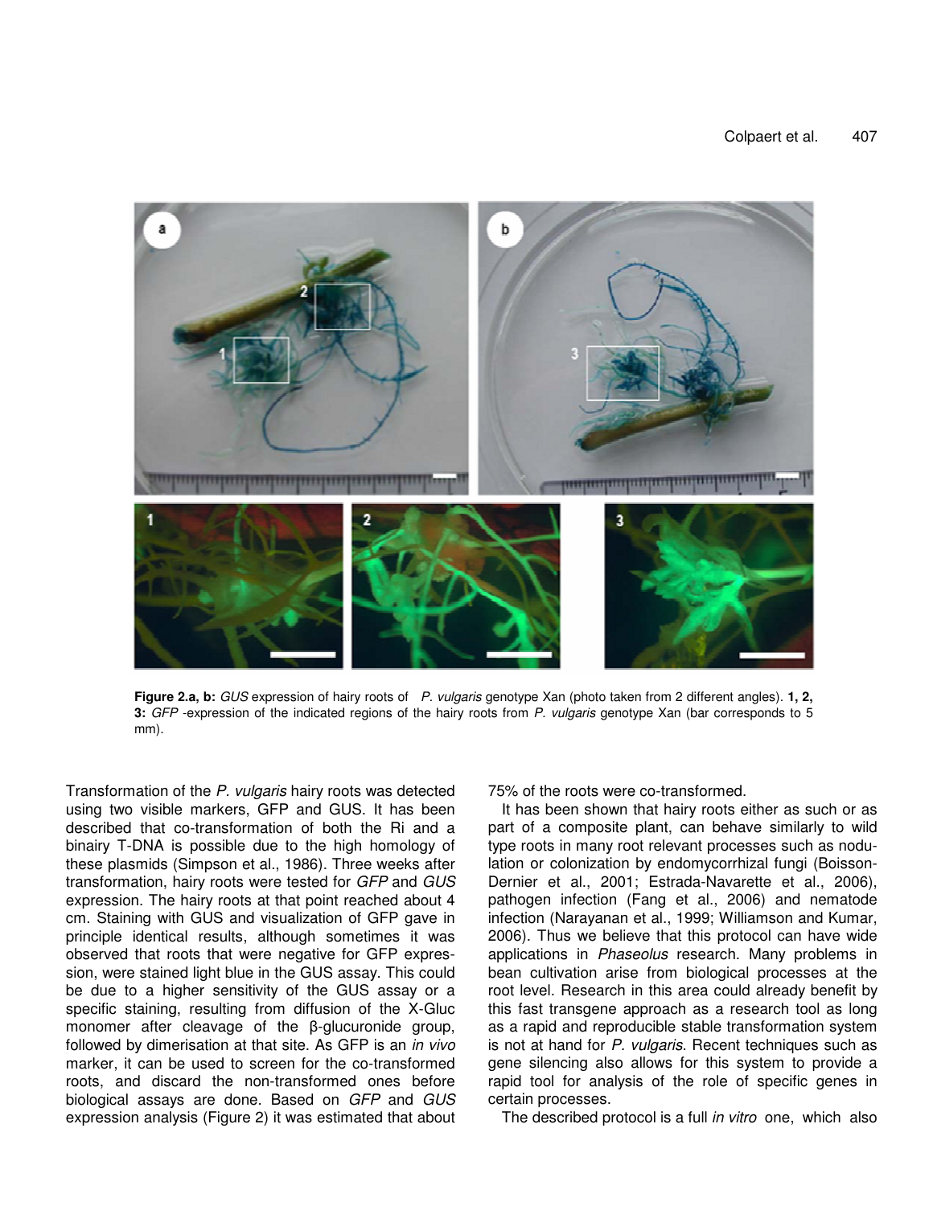**Figure 2.a, b:** *GUS* expression of hairy roots of *P. vulgaris* genotype Xan (photo taken from 2 different angles). **1, 2, 3:** *GFP* -expression of the indicated regions of the hairy roots from *P. vulgaris* genotype Xan (bar corresponds to 5 mm).

Transformation of the *P. vulgaris* hairy roots was detected using two visible markers, GFP and GUS. It has been described that co-transformation of both the Ri and a binairy T-DNA is possible due to the high homology of these plasmids (Simpson et al., 1986). Three weeks after transformation, hairy roots were tested for *GFP* and *GUS* expression. The hairy roots at that point reached about 4 cm. Staining with GUS and visualization of GFP gave in principle identical results, although sometimes it was observed that roots that were negative for GFP expression, were stained light blue in the GUS assay. This could be due to a higher sensitivity of the GUS assay or a specific staining, resulting from diffusion of the X-Gluc monomer after cleavage of the β-glucuronide group, followed by dimerisation at that site. As GFP is an *in vivo* marker, it can be used to screen for the co-transformed roots, and discard the non-transformed ones before biological assays are done. Based on *GFP* and *GUS* expression analysis (Figure 2) it was estimated that about 75% of the roots were co-transformed.

It has been shown that hairy roots either as such or as part of a composite plant, can behave similarly to wild type roots in many root relevant processes such as nodulation or colonization by endomycorrhizal fungi (Boisson-Dernier et al., 2001; Estrada-Navarette et al., 2006), pathogen infection (Fang et al., 2006) and nematode infection (Narayanan et al., 1999; Williamson and Kumar, 2006). Thus we believe that this protocol can have wide applications in *Phaseolus* research. Many problems in bean cultivation arise from biological processes at the root level. Research in this area could already benefit by this fast transgene approach as a research tool as long as a rapid and reproducible stable transformation system is not at hand for *P. vulgaris*. Recent techniques such as gene silencing also allows for this system to provide a rapid tool for analysis of the role of specific genes in certain processes.

The described protocol is a full *in vitro* one, which also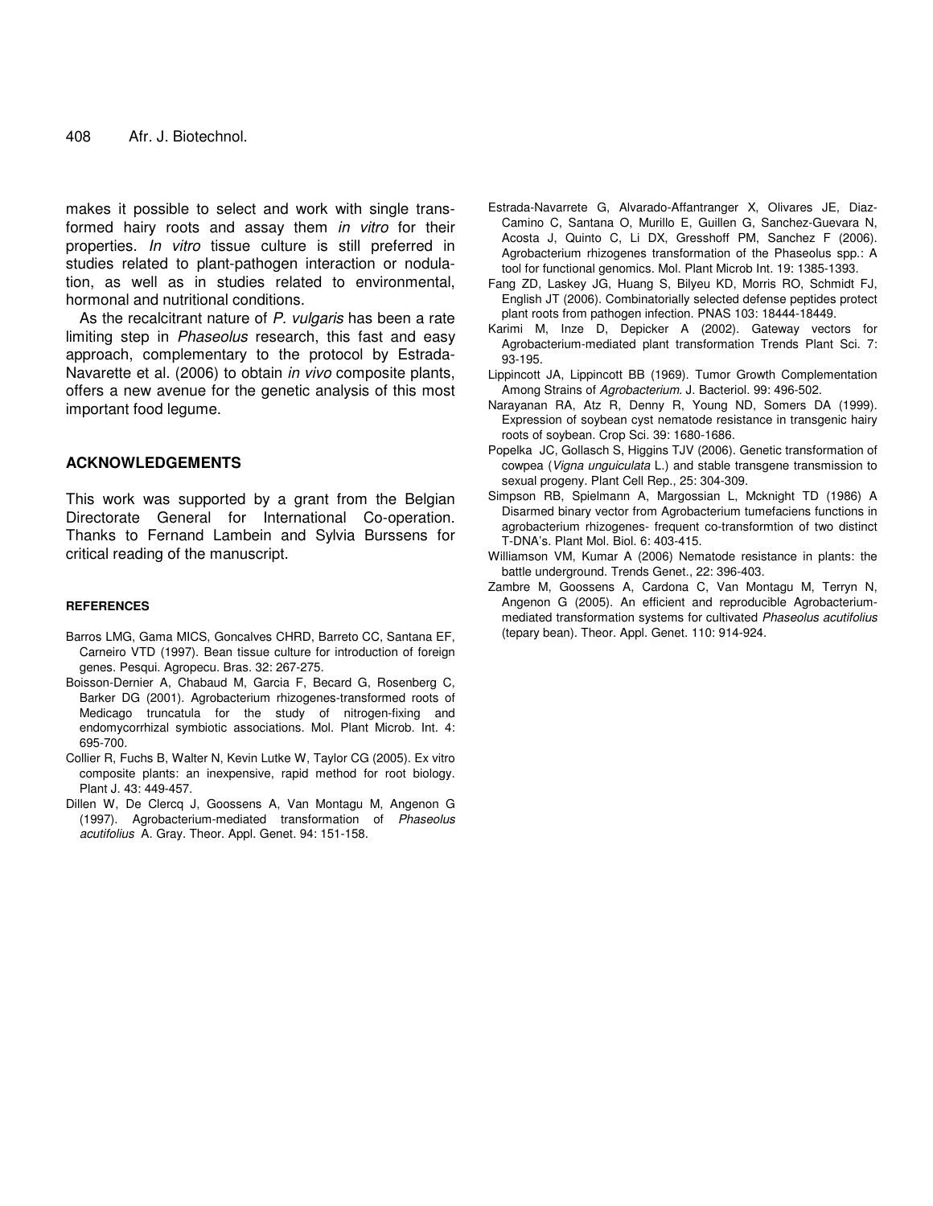makes it possible to select and work with single transformed hairy roots and assay them *in vitro* for their properties. *In vitro* tissue culture is still preferred in studies related to plant-pathogen interaction or nodulation, as well as in studies related to environmental, hormonal and nutritional conditions.

As the recalcitrant nature of *P. vulgaris* has been a rate limiting step in *Phaseolus* research, this fast and easy approach, complementary to the protocol by Estrada-Navarette et al. (2006) to obtain *in vivo* composite plants, offers a new avenue for the genetic analysis of this most important food legume.

## ACKNOWLEDGEMENTS

This work was supported by a grant from the Belgian Directorate General for International Co-operation. Thanks to Fernand Lambein and Sylvia Burssens for critical reading of the manuscript.

## REFERENCES

Barros LMG, Gama MICS, Goncalves CHRD, Barreto CC, Santana EF, Carneiro VTD (1997). Bean tissue culture for introduction of foreign genes. Pesqui. Agropecu. Bras. 32: 267-275.

Boisson-Dernier A, Chabaud M, Garcia F, Becard G, Rosenberg C, Barker DG (2001). Agrobacterium rhizogenes-transformed roots of Medicago truncatula for the study of nitrogen-fixing and endomycorrhizal symbiotic associations. Mol. Plant Microb. Int. 4: 695-700.

Collier R, Fuchs B, Walter N, Kevin Lutke W, Taylor CG (2005). Ex vitro composite plants: an inexpensive, rapid method for root biology. Plant J. 43: 449-457.

Dillen W, De Clercq J, Goossens A, Van Montagu M, Angenon G (1997). Agrobacterium-mediated transformation of *Phaseolus acutifolius* A. Gray. Theor. Appl. Genet. 94: 151-158.

Estrada-Navarrete G, Alvarado-Affantranger X, Olivares JE, Diaz-Camino C, Santana O, Murillo E, Guillen G, Sanchez-Guevara N, Acosta J, Quinto C, Li DX, Gresshoff PM, Sanchez F (2006). Agrobacterium rhizogenes transformation of the Phaseolus spp.: A tool for functional genomics. Mol. Plant Microb Int. 19: 1385-1393.

Fang ZD, Laskey JG, Huang S, Bilyeu KD, Morris RO, Schmidt FJ, English JT (2006). Combinatorially selected defense peptides protect plant roots from pathogen infection. PNAS 103: 18444-18449.

Karimi M, Inze D, Depicker A (2002). Gateway vectors for Agrobacterium-mediated plant transformation Trends Plant Sci. 7: 93-195.

Lippincott JA, Lippincott BB (1969). Tumor Growth Complementation Among Strains of *Agrobacterium*. J. Bacteriol. 99: 496-502.

Narayanan RA, Atz R, Denny R, Young ND, Somers DA (1999). Expression of soybean cyst nematode resistance in transgenic hairy roots of soybean. Crop Sci. 39: 1680-1686.

Popelka JC, Gollasch S, Higgins TJV (2006). Genetic transformation of cowpea (*Vigna unguiculata* L.) and stable transgene transmission to sexual progeny. Plant Cell Rep., 25: 304-309.

Simpson RB, Spielmann A, Margossian L, Mcknight TD (1986) A Disarmed binary vector from Agrobacterium tumefaciens functions in agrobacterium rhizogenes- frequent co-transformtion of two distinct T-DNA's. Plant Mol. Biol. 6: 403-415.

Williamson VM, Kumar A (2006) Nematode resistance in plants: the battle underground. Trends Genet., 22: 396-403.

Zambre M, Goossens A, Cardona C, Van Montagu M, Terryn N, Angenon G (2005). An efficient and reproducible Agrobacterium-mediated transformation systems for cultivated *Phaseolus acutifolius* (tepary bean). Theor. Appl. Genet. 110: 914-924.